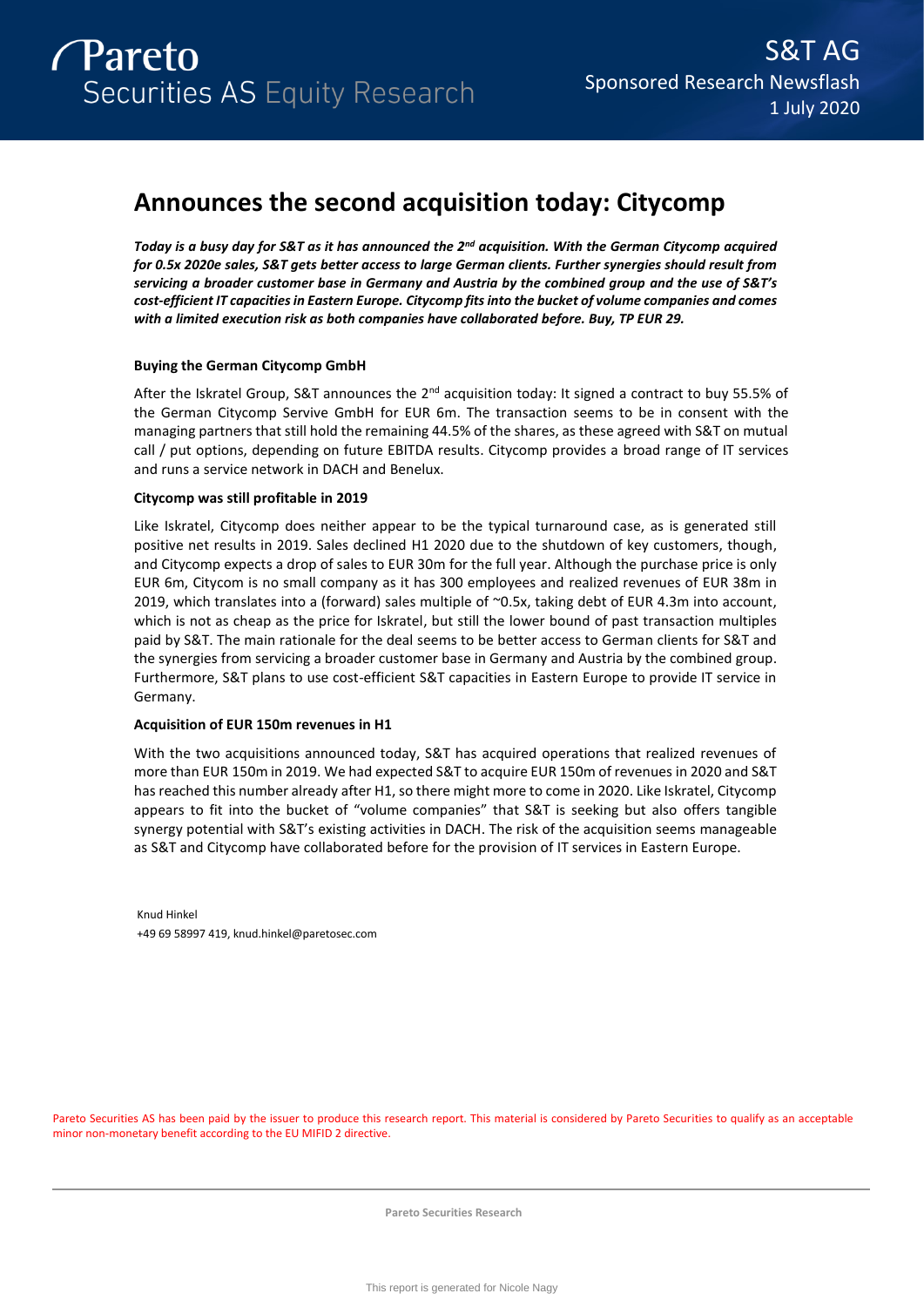Pareto Securities AS Equity Research

S&T AG
Sponsored Research Newsflash
1 July 2020

# Announces the second acquisition today: Citycomp

***Today is a busy day for S&T as it has announced the 2nd acquisition. With the German Citycomp acquired for 0.5x 2020e sales, S&T gets better access to large German clients. Further synergies should result from servicing a broader customer base in Germany and Austria by the combined group and the use of S&T's cost-efficient IT capacities in Eastern Europe. Citycomp fits into the bucket of volume companies and comes with a limited execution risk as both companies have collaborated before. Buy, TP EUR 29.***

**Buying the German Citycomp GmbH**

After the Iskratel Group, S&T announces the 2nd acquisition today: It signed a contract to buy 55.5% of the German Citycomp Servive GmbH for EUR 6m. The transaction seems to be in consent with the managing partners that still hold the remaining 44.5% of the shares, as these agreed with S&T on mutual call / put options, depending on future EBITDA results. Citycomp provides a broad range of IT services and runs a service network in DACH and Benelux.

**Citycomp was still profitable in 2019**

Like Iskratel, Citycomp does neither appear to be the typical turnaround case, as is generated still positive net results in 2019. Sales declined H1 2020 due to the shutdown of key customers, though, and Citycomp expects a drop of sales to EUR 30m for the full year. Although the purchase price is only EUR 6m, Citycom is no small company as it has 300 employees and realized revenues of EUR 38m in 2019, which translates into a (forward) sales multiple of ~0.5x, taking debt of EUR 4.3m into account, which is not as cheap as the price for Iskratel, but still the lower bound of past transaction multiples paid by S&T. The main rationale for the deal seems to be better access to German clients for S&T and the synergies from servicing a broader customer base in Germany and Austria by the combined group. Furthermore, S&T plans to use cost-efficient S&T capacities in Eastern Europe to provide IT service in Germany.

**Acquisition of EUR 150m revenues in H1**

With the two acquisitions announced today, S&T has acquired operations that realized revenues of more than EUR 150m in 2019. We had expected S&T to acquire EUR 150m of revenues in 2020 and S&T has reached this number already after H1, so there might more to come in 2020. Like Iskratel, Citycomp appears to fit into the bucket of "volume companies" that S&T is seeking but also offers tangible synergy potential with S&T's existing activities in DACH. The risk of the acquisition seems manageable as S&T and Citycomp have collaborated before for the provision of IT services in Eastern Europe.

Knud Hinkel
+49 69 58997 419, knud.hinkel@paretosec.com

Pareto Securities AS has been paid by the issuer to produce this research report. This material is considered by Pareto Securities to qualify as an acceptable minor non-monetary benefit according to the EU MIFID 2 directive.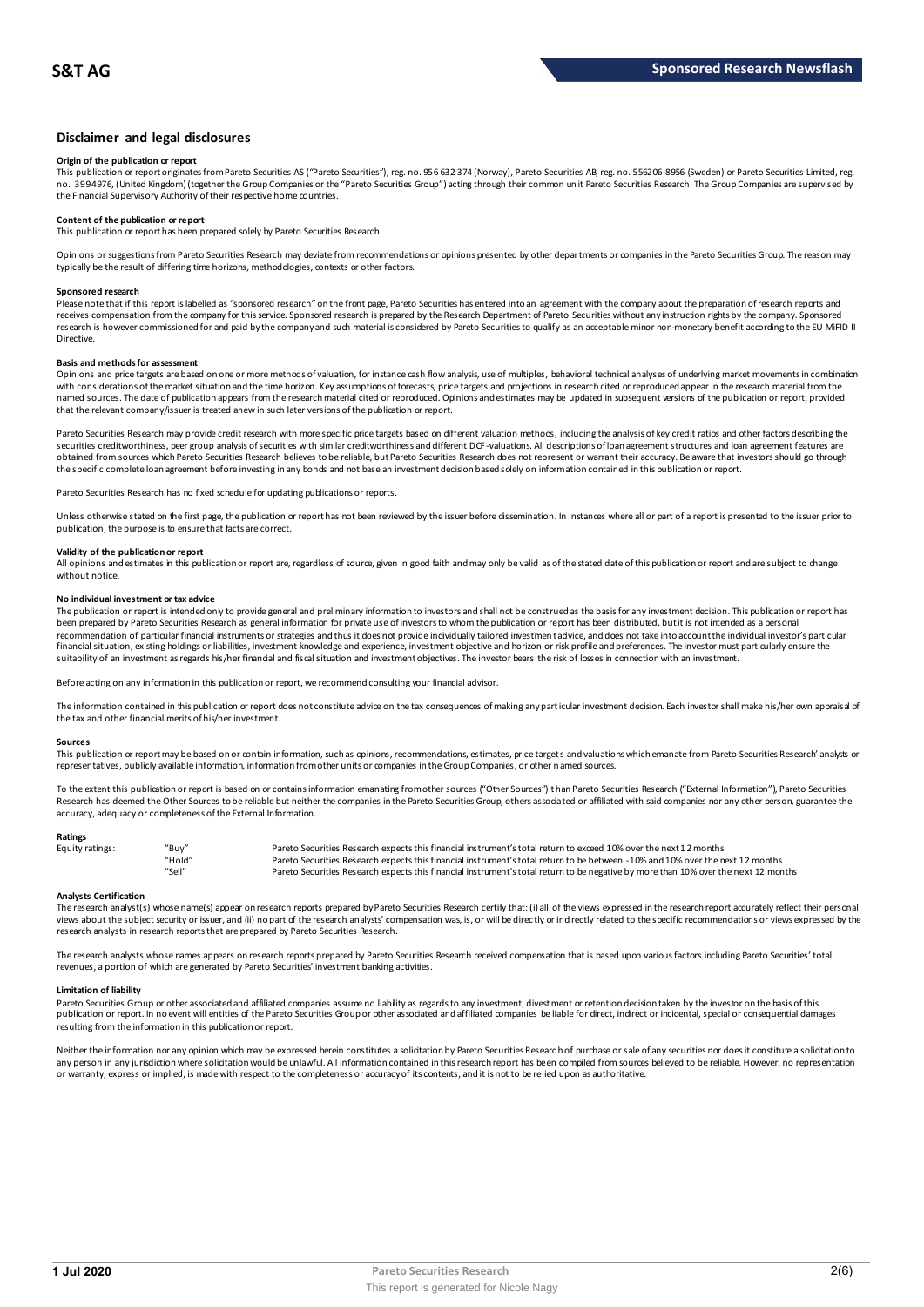## Disclaimer and legal disclosures

**Origin of the publication or report**

This publication or report originates from Pareto Securities AS ("Pareto Securities"), reg. no. 956 632 374 (Norway), Pareto Securities AB, reg. no. 556206-8956 (Sweden) or Pareto Securities Limited, reg. no. 3994976, (United Kingdom) (together the Group Companies or the "Pareto Securities Group") acting through their common unit Pareto Securities Research. The Group Companies are supervised by the Financial Supervisory Authority of their respective home countries.

**Content of the publication or report**

This publication or report has been prepared solely by Pareto Securities Research.

Opinions or suggestions from Pareto Securities Research may deviate from recommendations or opinions presented by other departments or companies in the Pareto Securities Group. The reason may typically be the result of differing time horizons, methodologies, contexts or other factors.

**Sponsored research**

Please note that if this report is labelled as "sponsored research" on the front page, Pareto Securities has entered into an agreement with the company about the preparation of research reports and receives compensation from the company for this service. Sponsored research is prepared by the Research Department of Pareto Securities without any instruction rights by the company. Sponsored research is however commissioned for and paid by the company and such material is considered by Pareto Securities to qualify as an acceptable minor non-monetary benefit according to the EU MiFID II Directive.

**Basis and methods for assessment**

Opinions and price targets are based on one or more methods of valuation, for instance cash flow analysis, use of multiples, behavioral technical analyses of underlying market movements in combination with considerations of the market situation and the time horizon. Key assumptions of forecasts, price targets and projections in research cited or reproduced appear in the research material from the named sources. The date of publication appears from the research material cited or reproduced. Opinions and estimates may be updated in subsequent versions of the publication or report, provided that the relevant company/issuer is treated anew in such later versions of the publication or report.

Pareto Securities Research may provide credit research with more specific price targets based on different valuation methods, including the analysis of key credit ratios and other factors describing the securities creditworthiness, peer group analysis of securities with similar creditworthiness and different DCF-valuations. All descriptions of loan agreement structures and loan agreement features are obtained from sources which Pareto Securities Research believes to be reliable, but Pareto Securities Research does not represent or warrant their accuracy. Be aware that investors should go through the specific complete loan agreement before investing in any bonds and not base an investment decision based solely on information contained in this publication or report.

Pareto Securities Research has no fixed schedule for updating publications or reports.

Unless otherwise stated on the first page, the publication or report has not been reviewed by the issuer before dissemination. In instances where all or part of a report is presented to the issuer prior to publication, the purpose is to ensure that facts are correct.

**Validity of the publication or report**

All opinions and estimates in this publication or report are, regardless of source, given in good faith and may only be valid as of the stated date of this publication or report and are subject to change without notice.

**No individual investment or tax advice**

The publication or report is intended only to provide general and preliminary information to investors and shall not be construed as the basis for any investment decision. This publication or report has been prepared by Pareto Securities Research as general information for private use of investors to whom the publication or report has been distributed, but it is not intended as a personal recommendation of particular financial instruments or strategies and thus it does not provide individually tailored investment advice, and does not take into account the individual investor's particular financial situation, existing holdings or liabilities, investment knowledge and experience, investment objective and horizon or risk profile and preferences. The investor must particularly ensure the suitability of an investment as regards his/her financial and fiscal situation and investment objectives. The investor bears the risk of losses in connection with an investment.

Before acting on any information in this publication or report, we recommend consulting your financial advisor.

The information contained in this publication or report does not constitute advice on the tax consequences of making any particular investment decision. Each investor shall make his/her own appraisal of the tax and other financial merits of his/her investment.

**Sources**

This publication or report may be based on or contain information, such as opinions, recommendations, estimates, price targets and valuations which emanate from Pareto Securities Research' analysts or representatives, publicly available information, information from other units or companies in the Group Companies, or other named sources.

To the extent this publication or report is based on or contains information emanating from other sources ("Other Sources") than Pareto Securities Research ("External Information"), Pareto Securities Research has deemed the Other Sources to be reliable but neither the companies in the Pareto Securities Group, others associated or affiliated with said companies nor any other person, guarantee the accuracy, adequacy or completeness of the External Information.

**Ratings**

| | | |
|---|---|---|
| Equity ratings: | "Buy" | Pareto Securities Research expects this financial instrument's total return to exceed 10% over the next 12 months |
| | "Hold" | Pareto Securities Research expects this financial instrument's total return to be between -10% and 10% over the next 12 months |
| | "Sell" | Pareto Securities Research expects this financial instrument's total return to be negative by more than 10% over the next 12 months |

**Analysts Certification**

The research analyst(s) whose name(s) appear on research reports prepared by Pareto Securities Research certify that: (i) all of the views expressed in the research report accurately reflect their personal views about the subject security or issuer, and (ii) no part of the research analysts' compensation was, is, or will be directly or indirectly related to the specific recommendations or views expressed by the research analysts in research reports that are prepared by Pareto Securities Research.

The research analysts whose names appears on research reports prepared by Pareto Securities Research received compensation that is based upon various factors including Pareto Securities' total revenues, a portion of which are generated by Pareto Securities' investment banking activities.

**Limitation of liability**

Pareto Securities Group or other associated and affiliated companies assume no liability as regards to any investment, divestment or retention decision taken by the investor on the basis of this publication or report. In no event will entities of the Pareto Securities Group or other associated and affiliated companies be liable for direct, indirect or incidental, special or consequential damages resulting from the information in this publication or report.

Neither the information nor any opinion which may be expressed herein constitutes a solicitation by Pareto Securities Research of purchase or sale of any securities nor does it constitute a solicitation to any person in any jurisdiction where solicitation would be unlawful. All information contained in this research report has been compiled from sources believed to be reliable. However, no representation or warranty, express or implied, is made with respect to the completeness or accuracy of its contents, and it is not to be relied upon as authoritative.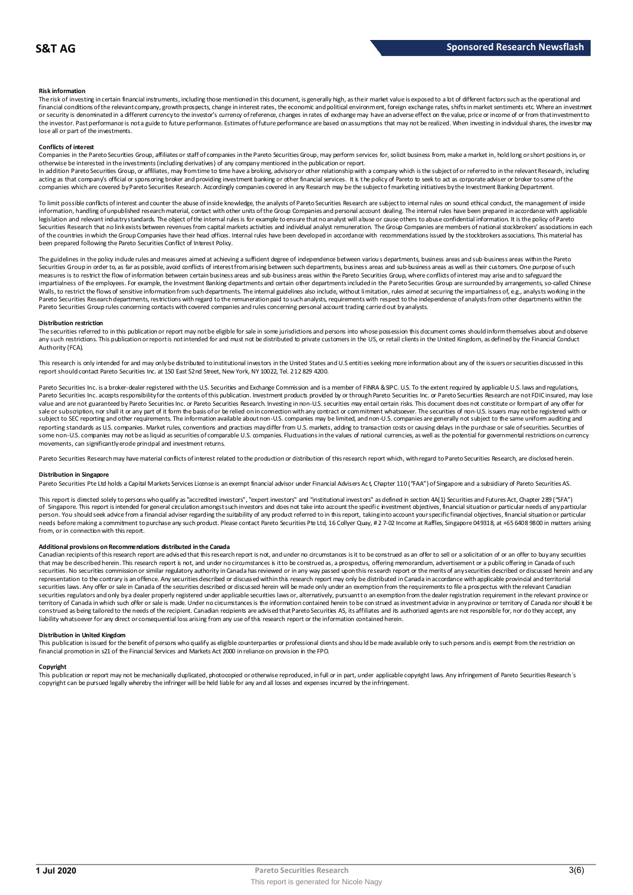#### Risk information

The risk of investing in certain financial instruments, including those mentioned in this document, is generally high, as their market value is exposed to a lot of different factors such as the operational and financial conditions of the relevant company, growth prospects, change in interest rates, the economic and political environment, foreign exchange rates, shifts in market sentiments etc. Where an investment or security is denominated in a different currency to the investor's currency of reference, changes in rates of exchange may have an adverse effect on the value, price or income of or from that investment to the investor. Past performance is not a guide to future performance. Estimates of future performance are based on assumptions that may not be realized. When investing in individual shares, the investor may lose all or part of the investments.

#### Conflicts of interest

Companies in the Pareto Securities Group, affiliates or staff of companies in the Pareto Securities Group, may perform services for, solicit business from, make a market in, hold long or short positions in, or otherwise be interested in the investments (including derivatives) of any company mentioned in the publication or report.

In addition Pareto Securities Group, or affiliates, may from time to time have a broking, advisory or other relationship with a company which is the subject of or referred to in the relevant Research, including acting as that company's official or sponsoring broker and providing investment banking or other financial services. It is the policy of Pareto to seek to act as corporate adviser or broker to some of the companies which are covered by Pareto Securities Research. Accordingly companies covered in any Research may be the subject of marketing initiatives by the Investment Banking Department.

To limit possible conflicts of interest and counter the abuse of inside knowledge, the analysts of Pareto Securities Research are subject to internal rules on sound ethical conduct, the management of inside information, handling of unpublished research material, contact with other units of the Group Companies and personal account dealing. The internal rules have been prepared in accordance with applicable legislation and relevant industry standards. The object of the internal rules is for example to ensure that no analyst will abuse or cause others to abuse confidential information. It is the policy of Pareto Securities Research that no link exists between revenues from capital markets activities and individual analyst remuneration. The Group Companies are members of national stockbrokers' associations in each of the countries in which the Group Companies have their head offices. Internal rules have been developed in accordance with recommendations issued by the stockbrokers associations. This material has been prepared following the Pareto Securities Conflict of Interest Policy.

The guidelines in the policy include rules and measures aimed at achieving a sufficient degree of independence between various departments, business areas and sub-business areas within the Pareto Securities Group in order to, as far as possible, avoid conflicts of interest from arising between such departments, business areas and sub-business areas as well as their customers. One purpose of such measures is to restrict the flow of information between certain business areas and sub-business areas within the Pareto Securities Group, where conflicts of interest may arise and to safeguard the impartialness of the employees. For example, the Investment Banking departments and certain other departments included in the Pareto Securities Group are surrounded by arrangements, so-called Chinese Walls, to restrict the flows of sensitive information from such departments. The internal guidelines also include, without limitation, rules aimed at securing the impartialness of, e.g., analysts working in the Pareto Securities Research departments, restrictions with regard to the remuneration paid to such analysts, requirements with respect to the independence of analysts from other departments within the Pareto Securities Group rules concerning contacts with covered companies and rules concerning personal account trading carried out by analysts.

#### Distribution restriction

The securities referred to in this publication or report may not be eligible for sale in some jurisdictions and persons into whose possession this document comes should inform themselves about and observe any such restrictions. This publication or report is not intended for and must not be distributed to private customers in the US, or retail clients in the United Kingdom, as defined by the Financial Conduct Authority (FCA).

This research is only intended for and may only be distributed to institutional investors in the United States and U.S entities seeking more information about any of the issuers or securities discussed in this report should contact Pareto Securities Inc. at 150 East 52nd Street, New York, NY 10022, Tel. 212 829 4200.

Pareto Securities Inc. is a broker-dealer registered with the U.S. Securities and Exchange Commission and is a member of FINRA & SIPC. U.S. To the extent required by applicable U.S. laws and regulations, Pareto Securities Inc. accepts responsibility for the contents of this publication. Investment products provided by or through Pareto Securities Inc. or Pareto Securities Research are not FDIC insured, may lose value and are not guaranteed by Pareto Securities Inc. or Pareto Securities Research. Investing in non-U.S. securities may entail certain risks. This document does not constitute or form part of any offer for sale or subscription, nor shall it or any part of it form the basis of or be relied on in connection with any contract or commitment whatsoever. The securities of non-U.S. issuers may not be registered with or subject to SEC reporting and other requirements. The information available about non-U.S. companies may be limited, and non-U.S. companies are generally not subject to the same uniform auditing and reporting standards as U.S. companies. Market rules, conventions and practices may differ from U.S. markets, adding to transaction costs or causing delays in the purchase or sale of securities. Securities of some non-U.S. companies may not be as liquid as securities of comparable U.S. companies. Fluctuations in the values of national currencies, as well as the potential for governmental restrictions on currency movements, can significantly erode principal and investment returns.

Pareto Securities Research may have material conflicts of interest related to the production or distribution of this research report which, with regard to Pareto Securities Research, are disclosed herein.

#### Distribution in Singapore

Pareto Securities Pte Ltd holds a Capital Markets Services License is an exempt financial advisor under Financial Advisers Act, Chapter 110 ("FAA") of Singapore and a subsidiary of Pareto Securities AS.

This report is directed solely to persons who qualify as "accredited investors", "expert investors" and "institutional investors" as defined in section 4A(1) Securities and Futures Act, Chapter 289 ("SFA") of Singapore. This report is intended for general circulation amongst such investors and does not take into account the specific investment objectives, financial situation or particular needs of any particular person. You should seek advice from a financial adviser regarding the suitability of any product referred to in this report, taking into account your specific financial objectives, financial situation or particular needs before making a commitment to purchase any such product. Please contact Pareto Securities Pte Ltd, 16 Collyer Quay, # 2 7-02 Income at Raffles, Singapore 049318, at +65 6408 9800 in matters arising from, or in connection with this report.

#### Additional provisions on Recommendations distributed in the Canada

Canadian recipients of this research report are advised that this research report is not, and under no circumstances is it to be construed as an offer to sell or a solicitation of or an offer to buy any securities that may be described herein. This research report is not, and under no circumstances is it to be construed as, a prospectus, offering memorandum, advertisement or a public offering in Canada of such securities. No securities commission or similar regulatory authority in Canada has reviewed or in any way passed upon this research report or the merits of any securities described or discussed herein and any representation to the contrary is an offence. Any securities described or discussed within this research report may only be distributed in Canada in accordance with applicable provincial and territorial securities laws. Any offer or sale in Canada of the securities described or discussed herein will be made only under an exemption from the requirements to file a prospectus with the relevant Canadian securities regulators and only by a dealer properly registered under applicable securities laws or, alternatively, pursuant to an exemption from the dealer registration requirement in the relevant province or territory of Canada in which such offer or sale is made. Under no circumstances is the information contained herein to be construed as investment advice in any province or territory of Canada nor should it be construed as being tailored to the needs of the recipient. Canadian recipients are advised that Pareto Securities AS, its affiliates and its authorized agents are not responsible for, nor do they accept, any liability whatsoever for any direct or consequential loss arising from any use of this research report or the information contained herein.

#### Distribution in United Kingdom

This publication is issued for the benefit of persons who qualify as eligible counterparties or professional clients and should be made available only to such persons and is exempt from the restriction on financial promotion in s21 of the Financial Services and Markets Act 2000 in reliance on provision in the FPO.

#### Copyright

This publication or report may not be mechanically duplicated, photocopied or otherwise reproduced, in full or in part, under applicable copyright laws. Any infringement of Pareto Securities Research´s copyright can be pursued legally whereby the infringer will be held liable for any and all losses and expenses incurred by the infringement.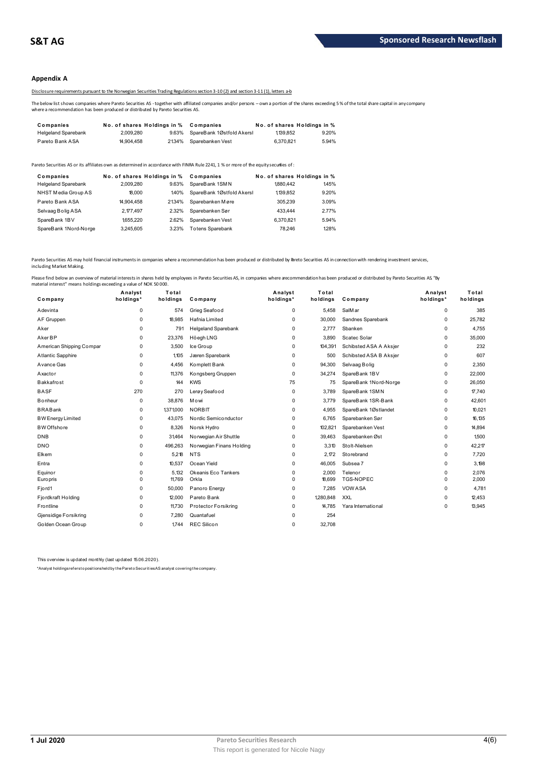## Appendix A

Disclosure requirements pursuant to the Norwegian Securities Trading Regulations section 3-10 (2) and section 3-11 (1), letters a-b

The below list shows companies where Pareto Securities AS - together with affiliated companies and/or persons – own a portion of the shares exceeding 5 % of the total share capital in any company where a recommendation has been produced or distributed by Pareto Securities AS.

| Companies | No. of shares | Holdings in % | Companies | No. of shares | Holdings in % |
|---|---|---|---|---|---|
| Helgeland Sparebank | 2,009,280 | 9.63% | SpareBank 1 Østfold Akersl | 1,139,852 | 9.20% |
| Pareto Bank ASA | 14,904,458 | 21.34% | Sparebanken Vest | 6,370,821 | 5.94% |

Pareto Securities AS or its affiliates own as determined in accordance with FINRA Rule 2241, 1 % or more of the equity securities of :

| Companies | No. of shares | Holdings in % | Companies | No. of shares | Holdings in % |
|---|---|---|---|---|---|
| Helgeland Sparebank | 2,009,280 | 9.63% | SpareBank 1 SMN | 1,880,442 | 1.45% |
| NHST Media Group AS | 18,000 | 1.40% | SpareBank 1 Østfold Akersl | 1,139,852 | 9.20% |
| Pareto Bank ASA | 14,904,458 | 21.34% | Sparebanken Møre | 305,239 | 3.09% |
| Selvaag Bolig ASA | 2,177,497 | 2.32% | Sparebanken Sør | 433,444 | 2.77% |
| SpareBank 1 BV | 1,655,220 | 2.62% | Sparebanken Vest | 6,370,821 | 5.94% |
| SpareBank 1 Nord-Norge | 3,245,605 | 3.23% | Totens Sparebank | 78,246 | 1.28% |

Pareto Securities AS may hold financial instruments in companies where a recommendation has been produced or distributed by Pareto Securities AS in connection with rendering investment services, including Market Making.

Please find below an overview of material interests in shares held by employees in Pareto Securities AS, in companies where a recommendation has been produced or distributed by Pareto Securities AS. "By material interest" means holdings exceeding a value of NOK 50 000.

| Company | Analyst holdings* | Total holdings | Company | Analyst holdings* | Total holdings | Company | Analyst holdings* | Total holdings |
|---|---|---|---|---|---|---|---|---|
| Adevinta | 0 | 574 | Grieg Seafood | 0 | 5,458 | SalMar | 0 | 385 |
| AF Gruppen | 0 | 18,985 | Hafnia Limited | 0 | 30,000 | Sandnes Sparebank | 0 | 25,782 |
| Aker | 0 | 791 | Helgeland Sparebank | 0 | 2,777 | Sbanken | 0 | 4,755 |
| Aker BP | 0 | 23,376 | Höegh LNG | 0 | 3,890 | Scatec Solar | 0 | 35,000 |
| American Shipping Compar | 0 | 3,500 | Ice Group | 0 | 104,391 | Schibsted ASA A Aksjer | 0 | 232 |
| Atlantic Sapphire | 0 | 1,105 | Jæren Sparebank | 0 | 500 | Schibsted ASA B Aksjer | 0 | 607 |
| Avance Gas | 0 | 4,456 | Komplett Bank | 0 | 94,300 | Selvaag Bolig | 0 | 2,350 |
| Axactor | 0 | 11,376 | Kongsberg Gruppen | 0 | 34,274 | SpareBank 1 BV | 0 | 22,000 |
| Bakkafrost | 0 | 144 | KWS | 75 | 75 | SpareBank 1 Nord-Norge | 0 | 26,050 |
| BASF | 270 | 270 | Lerøy Seafood | 0 | 3,789 | SpareBank 1 SMN | 0 | 17,740 |
| Bonheur | 0 | 38,876 | Mowi | 0 | 3,779 | SpareBank 1 SR-Bank | 0 | 42,601 |
| BRAbank | 0 | 1,371,000 | NORBIT | 0 | 4,955 | SpareBank 1 Østlandet | 0 | 10,021 |
| BW Energy Limited | 0 | 43,075 | Nordic Semiconductor | 0 | 6,765 | Sparebanken Sør | 0 | 16,135 |
| BW Offshore | 0 | 8,326 | Norsk Hydro | 0 | 102,821 | Sparebanken Vest | 0 | 14,894 |
| DNB | 0 | 31,464 | Norwegian Air Shuttle | 0 | 39,463 | Sparebanken Øst | 0 | 1,500 |
| DNO | 0 | 496,263 | Norwegian Finans Holding | 0 | 3,310 | Stolt-Nielsen | 0 | 42,217 |
| Elkem | 0 | 5,218 | NTS | 0 | 2,172 | Storebrand | 0 | 7,720 |
| Entra | 0 | 10,537 | Ocean Yield | 0 | 46,005 | Subsea 7 | 0 | 3,198 |
| Equinor | 0 | 5,132 | Okeanis Eco Tankers | 0 | 2,000 | Telenor | 0 | 2,076 |
| Europris | 0 | 11,769 | Orkla | 0 | 18,699 | TGS-NOPEC | 0 | 2,000 |
| Fjord1 | 0 | 50,000 | Panoro Energy | 0 | 7,285 | VOW ASA | 0 | 4,781 |
| Fjordkraft Holding | 0 | 12,000 | Pareto Bank | 0 | 1,280,848 | XXL | 0 | 12,453 |
| Frontline | 0 | 11,730 | Protector Forsikring | 0 | 14,785 | Yara International | 0 | 13,945 |
| Gjensidige Forsikring | 0 | 7,280 | Quantafuel | 0 | 254 | | | |
| Golden Ocean Group | 0 | 1,744 | REC Silicon | 0 | 32,708 | | | |

This overview is updated monthly (last updated 15.06.2020).

*Analyst holdings refers to positions held by the Pareto Securities AS analyst covering the company.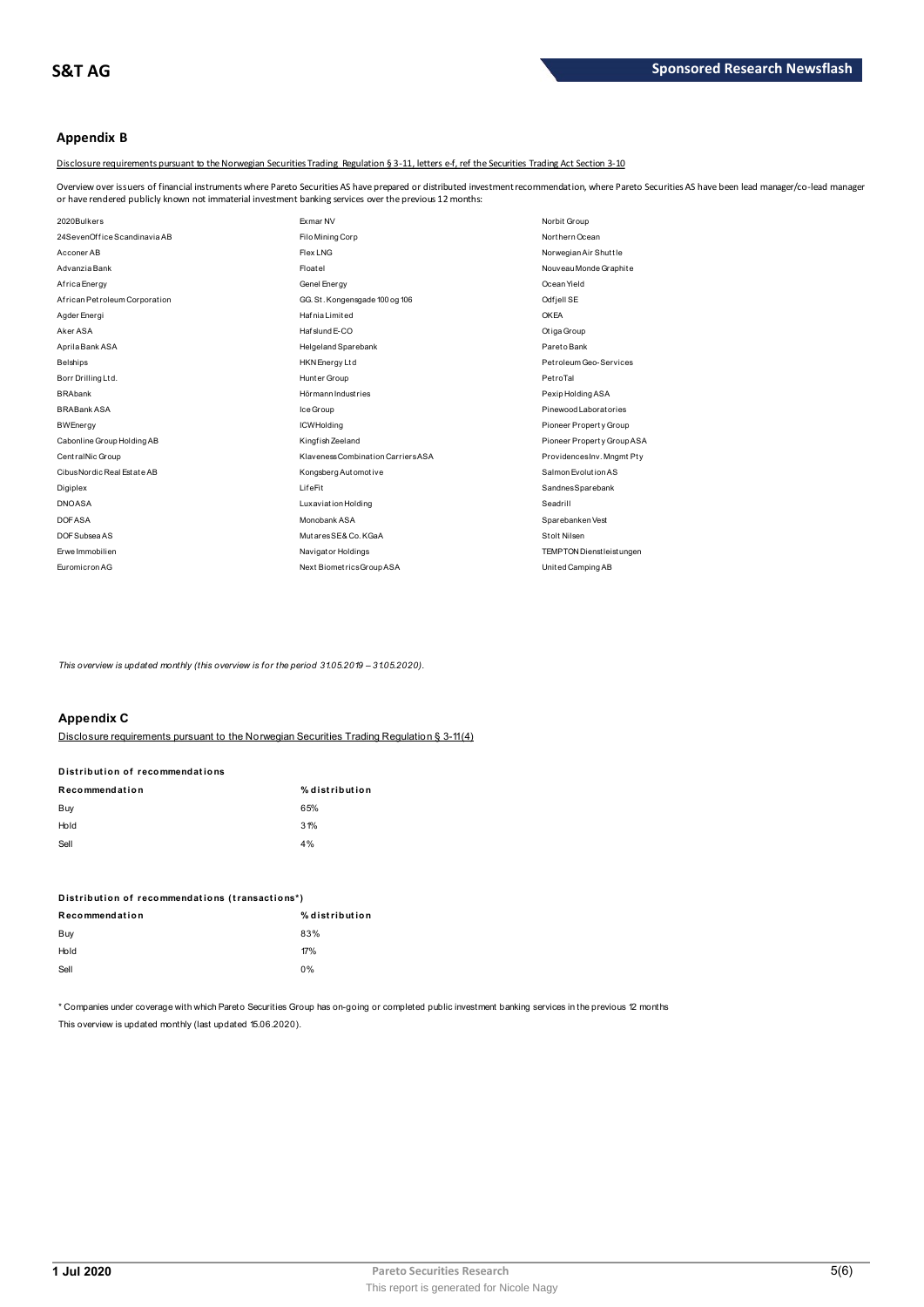## Appendix B

Disclosure requirements pursuant to the Norwegian Securities Trading Regulation § 3-11, letters e-f, ref the Securities Trading Act Section 3-10

Overview over issuers of financial instruments where Pareto Securities AS have prepared or distributed investment recommendation, where Pareto Securities AS have been lead manager/co-lead manager or have rendered publicly known not immaterial investment banking services over the previous 12 months:

| | | |
|---|---|---|
| 2020Bulkers | Exmar NV | Norbit Group |
| 24SevenOffice Scandinavia AB | Filo Mining Corp | Northern Ocean |
| Acconer AB | Flex LNG | Norwegian Air Shuttle |
| Advanzia Bank | Floatel | Nouveau Monde Graphite |
| Africa Energy | Genel Energy | Ocean Yield |
| African Petroleum Corporation | GG. St. Kongensgade 100 og 106 | Odfjell SE |
| Agder Energi | Hafnia Limited | OKEA |
| Aker ASA | Hafslund E-CO | Otiga Group |
| Aprila Bank ASA | Helgeland Sparebank | Pareto Bank |
| Belships | HKN Energy Ltd | Petroleum Geo-Services |
| Borr Drilling Ltd. | Hunter Group | PetroTal |
| BRAbank | Hörmann Industries | Pexip Holding ASA |
| BRABank ASA | Ice Group | Pinewood Laboratories |
| BWEnergy | ICWHolding | Pioneer Property Group |
| Cabonline Group Holding AB | Kingfish Zeeland | Pioneer Property Group ASA |
| CentralNic Group | Klaveness Combination Carriers ASA | Providences Inv. Mngmt Pty |
| Cibus Nordic Real Estate AB | Kongsberg Automotive | Salmon Evolution AS |
| Digiplex | LifeFit | Sandnes Sparebank |
| DNO ASA | Luxaviation Holding | Seadrill |
| DOF ASA | Monobank ASA | Sparebanken Vest |
| DOF Subsea AS | Mutares SE & Co. KGaA | Stolt Nilsen |
| Erwe Immobilien | Navigator Holdings | TEMPTON Dienstleistungen |
| Euromicron AG | Next Biometrics Group ASA | United Camping AB |

*This overview is updated monthly (this overview is for the period 31.05.2019 – 31.05.2020).*

## Appendix C

Disclosure requirements pursuant to the Norwegian Securities Trading Regulation § 3-11(4)

**Distribution of recommendations**

| Recommendation | % distribution |
|---|---|
| Buy | 65% |
| Hold | 31% |
| Sell | 4% |

**Distribution of recommendations (transactions*)**

| Recommendation | % distribution |
|---|---|
| Buy | 83% |
| Hold | 17% |
| Sell | 0% |

* Companies under coverage with which Pareto Securities Group has on-going or completed public investment banking services in the previous 12 months

This overview is updated monthly (last updated 15.06.2020).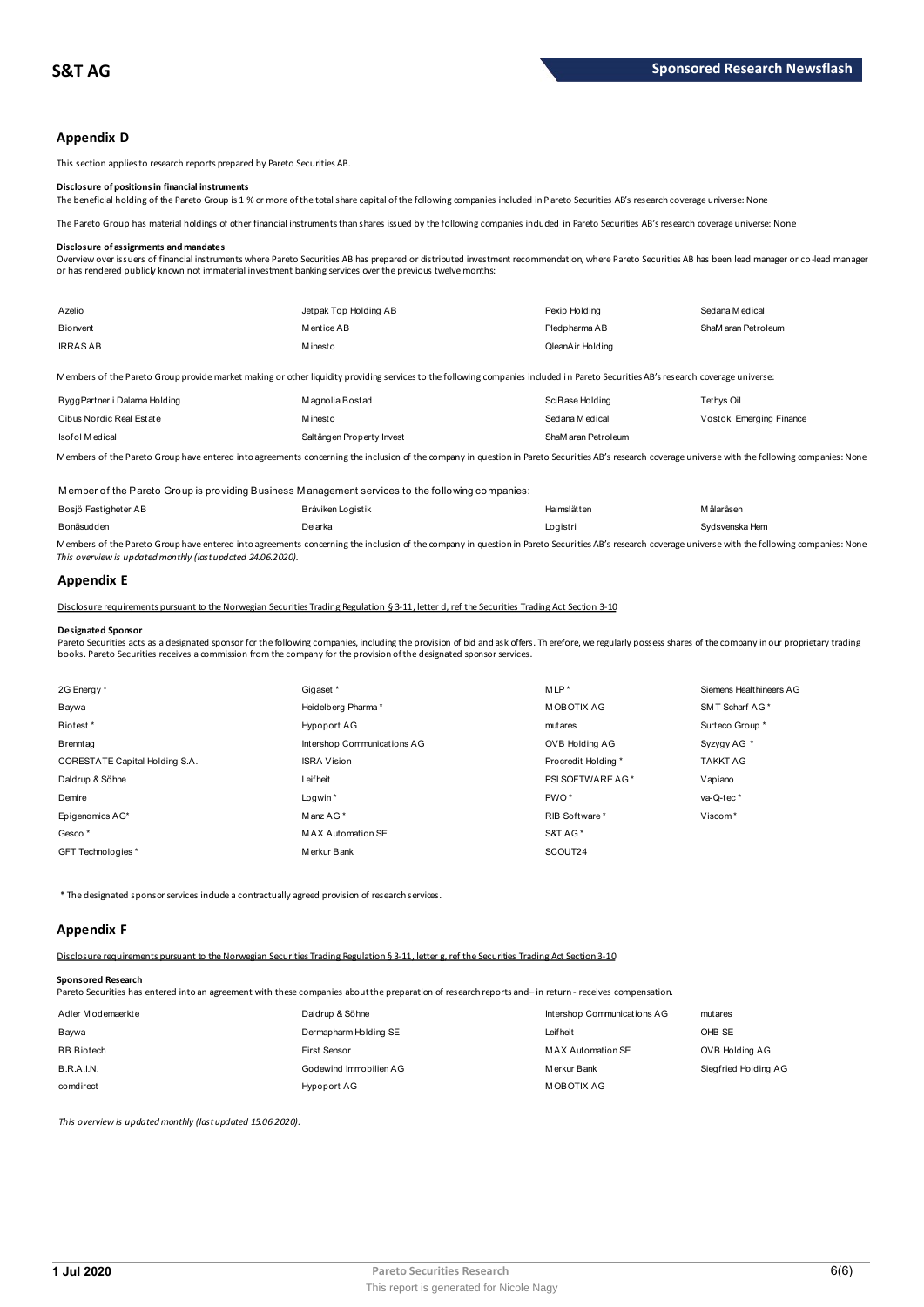## Appendix D

This section applies to research reports prepared by Pareto Securities AB.

**Disclosure of positions in financial instruments**

The beneficial holding of the Pareto Group is 1 % or more of the total share capital of the following companies included in Pareto Securities AB's research coverage universe: None

The Pareto Group has material holdings of other financial instruments than shares issued by the following companies included in Pareto Securities AB's research coverage universe: None

**Disclosure of assignments and mandates**

Overview over issuers of financial instruments where Pareto Securities AB has prepared or distributed investment recommendation, where Pareto Securities AB has been lead manager or co-lead manager or has rendered publicly known not immaterial investment banking services over the previous twelve months:

| | | | |
|---|---|---|---|
| Azelio | Jetpak Top Holding AB | Pexip Holding | Sedana Medical |
| Bionvent | Mentice AB | Pledpharma AB | ShaMaran Petroleum |
| IRRAS AB | Minesto | QleanAir Holding | |

Members of the Pareto Group provide market making or other liquidity providing services to the following companies included in Pareto Securities AB's research coverage universe:

| | | | |
|---|---|---|---|
| ByggPartner i Dalarna Holding | Magnolia Bostad | SciBase Holding | Tethys Oil |
| Cibus Nordic Real Estate | Minesto | Sedana Medical | Vostok Emerging Finance |
| Isofol Medical | Saltängen Property Invest | ShaMaran Petroleum | |

Members of the Pareto Group have entered into agreements concerning the inclusion of the company in question in Pareto Securities AB's research coverage universe with the following companies: None

Member of the Pareto Group is providing Business Management services to the following companies:

| | | | |
|---|---|---|---|
| Bosjö Fastigheter AB | Bråviken Logistik | Halmslätten | Mälaråsen |
| Bonäsudden | Delarka | Logistri | Sydsvenska Hem |

Members of the Pareto Group have entered into agreements concerning the inclusion of the company in question in Pareto Securities AB's research coverage universe with the following companies: None

*This overview is updated monthly (last updated 24.06.2020).*

## Appendix E

Disclosure requirements pursuant to the Norwegian Securities Trading Regulation § 3-11, letter d, ref the Securities Trading Act Section 3-10

**Designated Sponsor**

Pareto Securities acts as a designated sponsor for the following companies, including the provision of bid and ask offers. Therefore, we regularly possess shares of the company in our proprietary trading books. Pareto Securities receives a commission from the company for the provision of the designated sponsor services.

| | | | |
|---|---|---|---|
| 2G Energy * | Gigaset * | MLP * | Siemens Healthineers AG |
| Baywa | Heidelberg Pharma * | MOBOTIX AG | SMT Scharf AG * |
| Biotest * | Hypoport AG | mutares | Surteco Group * |
| Brenntag | Intershop Communications AG | OVB Holding AG | Syzygy AG * |
| CORESTATE Capital Holding S.A. | ISRA Vision | Procredit Holding * | TAKKT AG |
| Daldrup & Söhne | Leifheit | PSI SOFTWARE AG * | Vapiano |
| Demire | Logwin * | PWO * | va-Q-tec * |
| Epigenomics AG* | Manz AG * | RIB Software * | Viscom * |
| Gesco * | MAX Automation SE | S&T AG * | |
| GFT Technologies * | Merkur Bank | SCOUT24 | |

\* The designated sponsor services include a contractually agreed provision of research services.

## Appendix F

Disclosure requirements pursuant to the Norwegian Securities Trading Regulation § 3-11, letter g, ref the Securities Trading Act Section 3-10

**Sponsored Research**

Pareto Securities has entered into an agreement with these companies about the preparation of research reports and – in return - receives compensation.

| | | | |
|---|---|---|---|
| Adler Modemaerkte | Daldrup & Söhne | Intershop Communications AG | mutares |
| Baywa | Dermapharm Holding SE | Leifheit | OHB SE |
| BB Biotech | First Sensor | MAX Automation SE | OVB Holding AG |
| B.R.A.I.N. | Godewind Immobilien AG | Merkur Bank | Siegfried Holding AG |
| comdirect | Hypoport AG | MOBOTIX AG | |

*This overview is updated monthly (last updated 15.06.2020).*